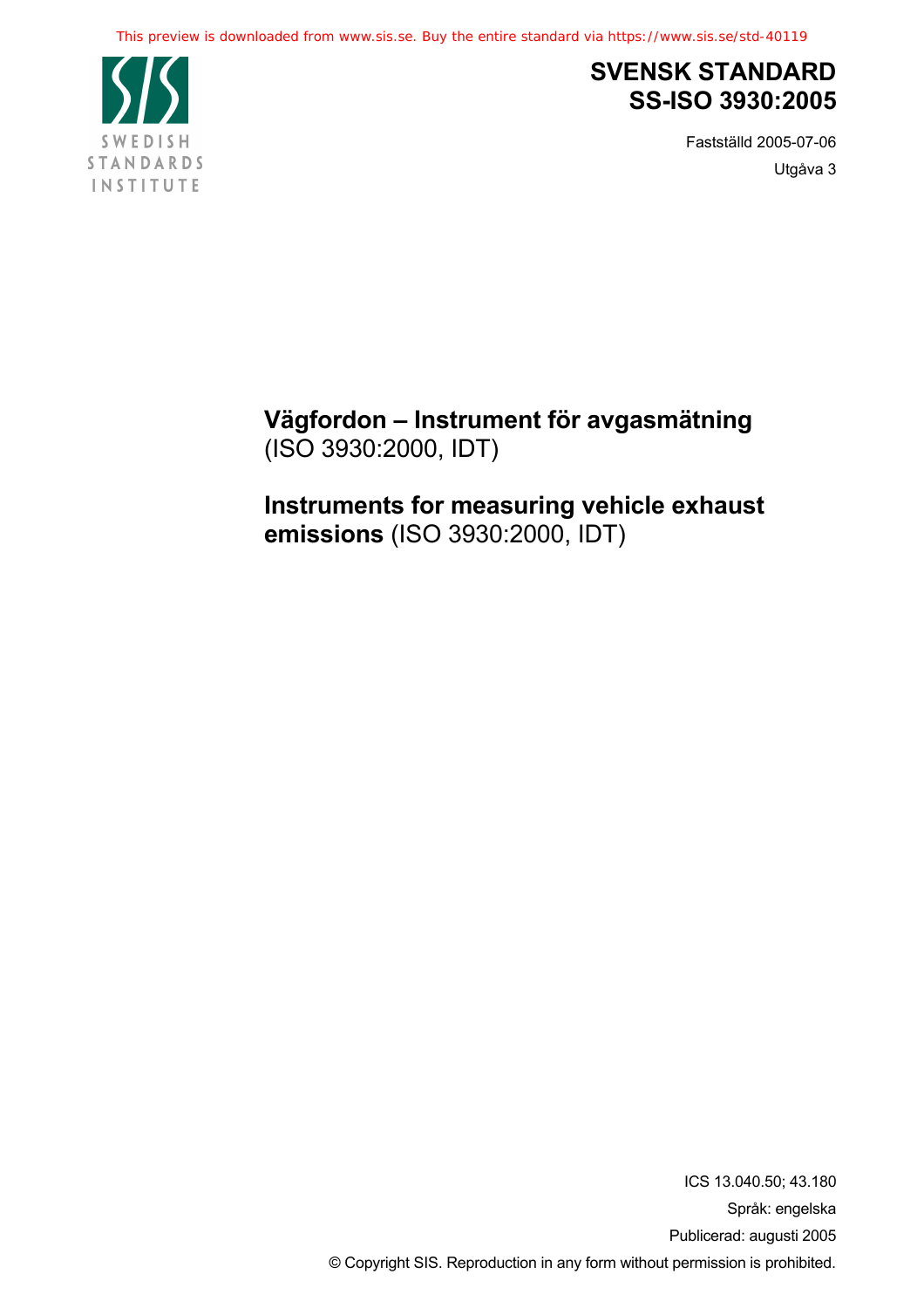SWEDISH STANDARDS INSTITUTE

# SVENSK STANDARD
# SS-ISO 3930:2005

Fastställd 2005-07-06

Utgåva 3

## Vägfordon – Instrument för avgasmätning (ISO 3930:2000, IDT)

## Instruments for measuring vehicle exhaust emissions (ISO 3930:2000, IDT)

ICS 13.040.50; 43.180

Språk: engelska

Publicerad: augusti 2005

© Copyright SIS. Reproduction in any form without permission is prohibited.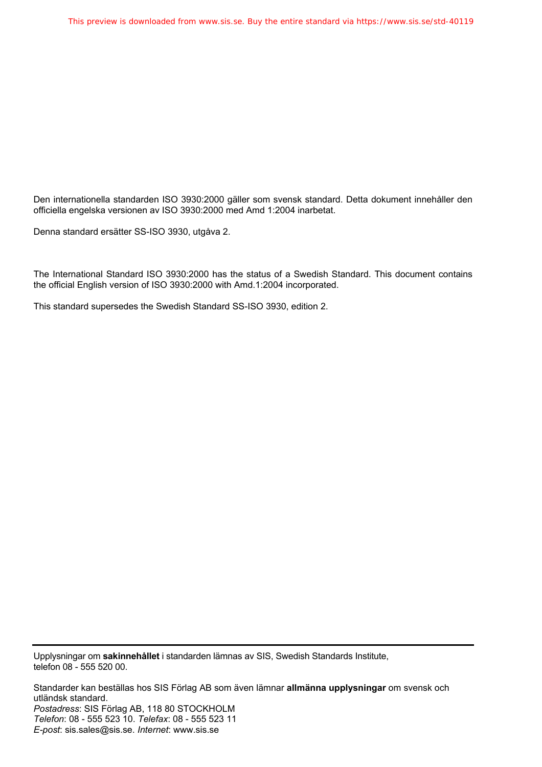Den internationella standarden ISO 3930:2000 gäller som svensk standard. Detta dokument innehåller den officiella engelska versionen av ISO 3930:2000 med Amd 1:2004 inarbetat.

Denna standard ersätter SS-ISO 3930, utgåva 2.

The International Standard ISO 3930:2000 has the status of a Swedish Standard. This document contains the official English version of ISO 3930:2000 with Amd.1:2004 incorporated.

This standard supersedes the Swedish Standard SS-ISO 3930, edition 2.

---

Upplysningar om **sakinnehållet** i standarden lämnas av SIS, Swedish Standards Institute, telefon 08 - 555 520 00.

Standarder kan beställas hos SIS Förlag AB som även lämnar **allmänna upplysningar** om svensk och utländsk standard.
*Postadress*: SIS Förlag AB, 118 80 STOCKHOLM
*Telefon*: 08 - 555 523 10. *Telefax*: 08 - 555 523 11
*E-post*: sis.sales@sis.se. *Internet*: www.sis.se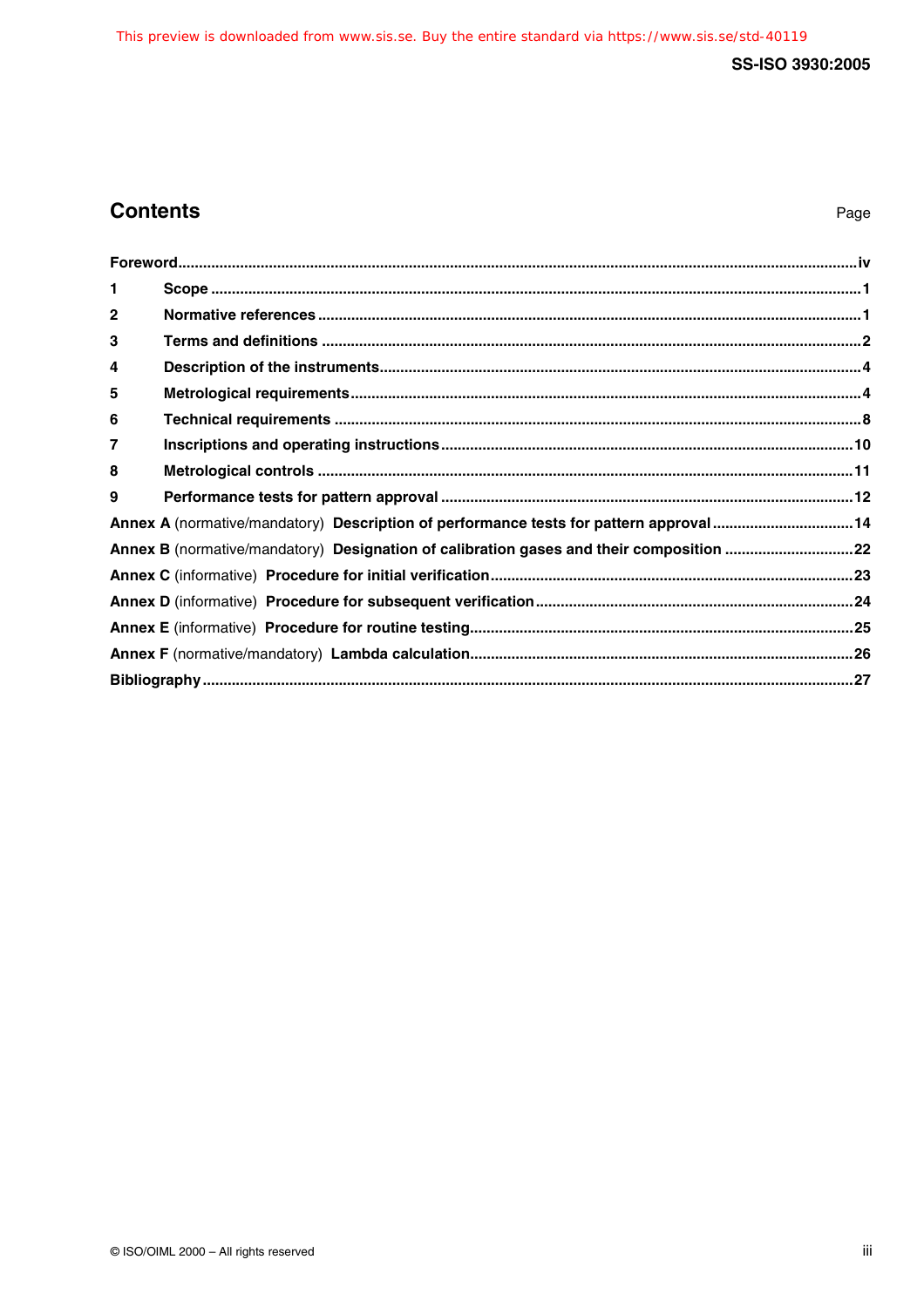## Contents

Page

**Foreword** .......... iv

1 **Scope** .......... 1

2 **Normative references** .......... 1

3 **Terms and definitions** .......... 2

4 **Description of the instruments** .......... 4

5 **Metrological requirements** .......... 4

6 **Technical requirements** .......... 8

7 **Inscriptions and operating instructions** .......... 10

8 **Metrological controls** .......... 11

9 **Performance tests for pattern approval** .......... 12

**Annex A** (normative/mandatory) **Description of performance tests for pattern approval** .......... 14

**Annex B** (normative/mandatory) **Designation of calibration gases and their composition** .......... 22

**Annex C** (informative) **Procedure for initial verification** .......... 23

**Annex D** (informative) **Procedure for subsequent verification** .......... 24

**Annex E** (informative) **Procedure for routine testing** .......... 25

**Annex F** (normative/mandatory) **Lambda calculation** .......... 26

**Bibliography** .......... 27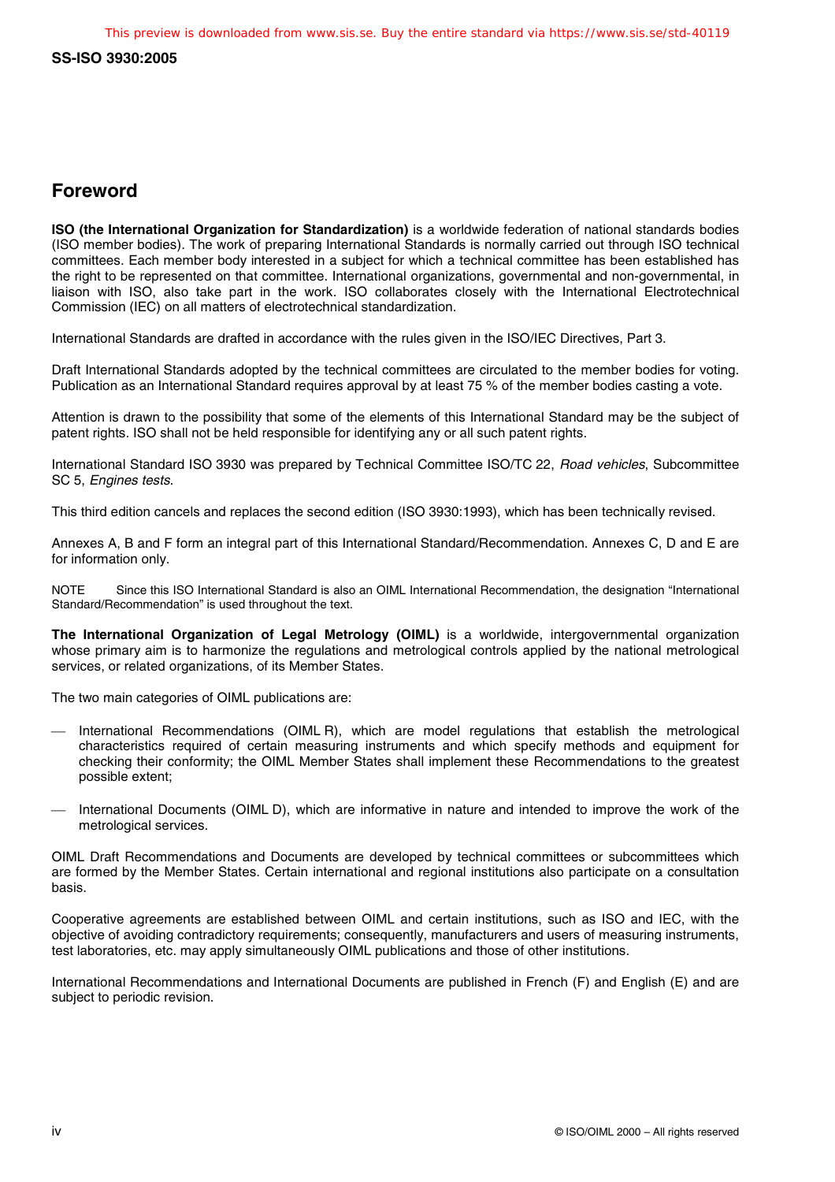## Foreword

**ISO (the International Organization for Standardization)** is a worldwide federation of national standards bodies (ISO member bodies). The work of preparing International Standards is normally carried out through ISO technical committees. Each member body interested in a subject for which a technical committee has been established has the right to be represented on that committee. International organizations, governmental and non-governmental, in liaison with ISO, also take part in the work. ISO collaborates closely with the International Electrotechnical Commission (IEC) on all matters of electrotechnical standardization.

International Standards are drafted in accordance with the rules given in the ISO/IEC Directives, Part 3.

Draft International Standards adopted by the technical committees are circulated to the member bodies for voting. Publication as an International Standard requires approval by at least 75 % of the member bodies casting a vote.

Attention is drawn to the possibility that some of the elements of this International Standard may be the subject of patent rights. ISO shall not be held responsible for identifying any or all such patent rights.

International Standard ISO 3930 was prepared by Technical Committee ISO/TC 22, *Road vehicles*, Subcommittee SC 5, *Engines tests*.

This third edition cancels and replaces the second edition (ISO 3930:1993), which has been technically revised.

Annexes A, B and F form an integral part of this International Standard/Recommendation. Annexes C, D and E are for information only.

NOTE Since this ISO International Standard is also an OIML International Recommendation, the designation "International Standard/Recommendation" is used throughout the text.

**The International Organization of Legal Metrology (OIML)** is a worldwide, intergovernmental organization whose primary aim is to harmonize the regulations and metrological controls applied by the national metrological services, or related organizations, of its Member States.

The two main categories of OIML publications are:

— International Recommendations (OIML R), which are model regulations that establish the metrological characteristics required of certain measuring instruments and which specify methods and equipment for checking their conformity; the OIML Member States shall implement these Recommendations to the greatest possible extent;

— International Documents (OIML D), which are informative in nature and intended to improve the work of the metrological services.

OIML Draft Recommendations and Documents are developed by technical committees or subcommittees which are formed by the Member States. Certain international and regional institutions also participate on a consultation basis.

Cooperative agreements are established between OIML and certain institutions, such as ISO and IEC, with the objective of avoiding contradictory requirements; consequently, manufacturers and users of measuring instruments, test laboratories, etc. may apply simultaneously OIML publications and those of other institutions.

International Recommendations and International Documents are published in French (F) and English (E) and are subject to periodic revision.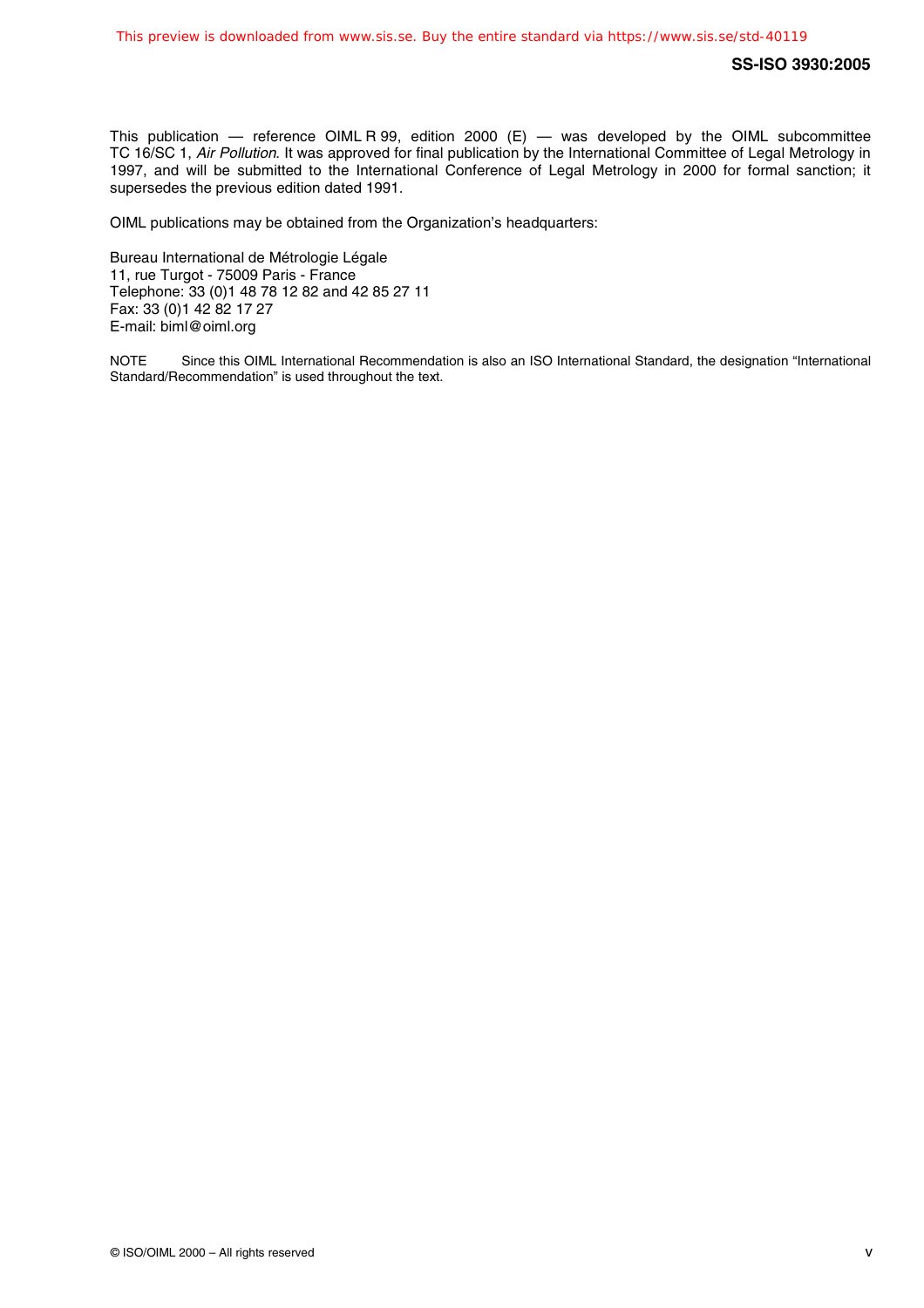This publication — reference OIML R 99, edition 2000 (E) — was developed by the OIML subcommittee TC 16/SC 1, *Air Pollution*. It was approved for final publication by the International Committee of Legal Metrology in 1997, and will be submitted to the International Conference of Legal Metrology in 2000 for formal sanction; it supersedes the previous edition dated 1991.

OIML publications may be obtained from the Organization's headquarters:

Bureau International de Métrologie Légale
11, rue Turgot - 75009 Paris - France
Telephone: 33 (0)1 48 78 12 82 and 42 85 27 11
Fax: 33 (0)1 42 82 17 27
E-mail: biml@oiml.org

NOTE Since this OIML International Recommendation is also an ISO International Standard, the designation "International Standard/Recommendation" is used throughout the text.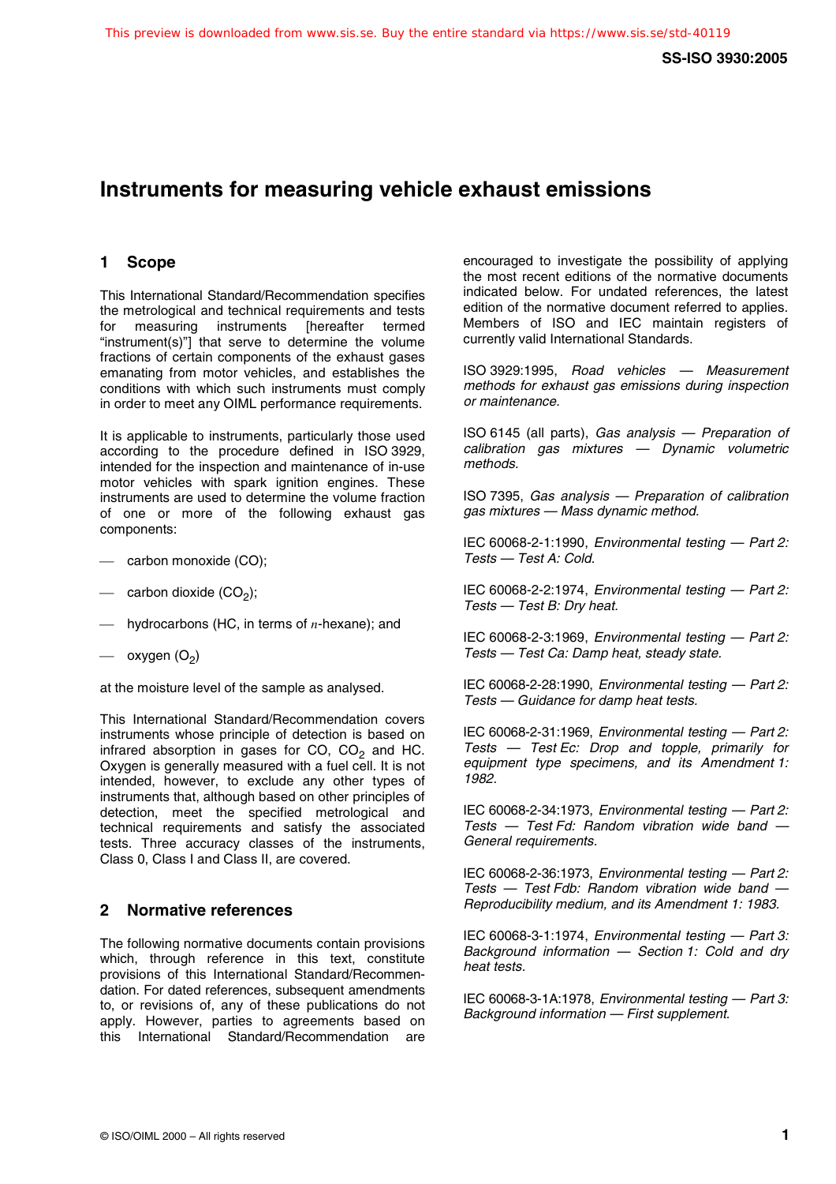# Instruments for measuring vehicle exhaust emissions

## 1 Scope

This International Standard/Recommendation specifies the metrological and technical requirements and tests for measuring instruments [hereafter termed "instrument(s)"] that serve to determine the volume fractions of certain components of the exhaust gases emanating from motor vehicles, and establishes the conditions with which such instruments must comply in order to meet any OIML performance requirements.

It is applicable to instruments, particularly those used according to the procedure defined in ISO 3929, intended for the inspection and maintenance of in-use motor vehicles with spark ignition engines. These instruments are used to determine the volume fraction of one or more of the following exhaust gas components:

- carbon monoxide (CO);
- carbon dioxide ($CO_2$);
- hydrocarbons (HC, in terms of *n*-hexane); and
- oxygen ($O_2$)

at the moisture level of the sample as analysed.

This International Standard/Recommendation covers instruments whose principle of detection is based on infrared absorption in gases for CO, $CO_2$ and HC. Oxygen is generally measured with a fuel cell. It is not intended, however, to exclude any other types of instruments that, although based on other principles of detection, meet the specified metrological and technical requirements and satisfy the associated tests. Three accuracy classes of the instruments, Class 0, Class I and Class II, are covered.

## 2 Normative references

The following normative documents contain provisions which, through reference in this text, constitute provisions of this International Standard/Recommendation. For dated references, subsequent amendments to, or revisions of, any of these publications do not apply. However, parties to agreements based on this International Standard/Recommendation are encouraged to investigate the possibility of applying the most recent editions of the normative documents indicated below. For undated references, the latest edition of the normative document referred to applies. Members of ISO and IEC maintain registers of currently valid International Standards.

ISO 3929:1995, *Road vehicles — Measurement methods for exhaust gas emissions during inspection or maintenance.*

ISO 6145 (all parts), *Gas analysis — Preparation of calibration gas mixtures — Dynamic volumetric methods.*

ISO 7395, *Gas analysis — Preparation of calibration gas mixtures — Mass dynamic method.*

IEC 60068-2-1:1990, *Environmental testing — Part 2: Tests — Test A: Cold.*

IEC 60068-2-2:1974, *Environmental testing — Part 2: Tests — Test B: Dry heat.*

IEC 60068-2-3:1969, *Environmental testing — Part 2: Tests — Test Ca: Damp heat, steady state.*

IEC 60068-2-28:1990, *Environmental testing — Part 2: Tests — Guidance for damp heat tests.*

IEC 60068-2-31:1969, *Environmental testing — Part 2: Tests — Test Ec: Drop and topple, primarily for equipment type specimens, and its Amendment 1: 1982.*

IEC 60068-2-34:1973, *Environmental testing — Part 2: Tests — Test Fd: Random vibration wide band — General requirements.*

IEC 60068-2-36:1973, *Environmental testing — Part 2: Tests — Test Fdb: Random vibration wide band — Reproducibility medium, and its Amendment 1: 1983.*

IEC 60068-3-1:1974, *Environmental testing — Part 3: Background information — Section 1: Cold and dry heat tests.*

IEC 60068-3-1A:1978, *Environmental testing — Part 3: Background information — First supplement.*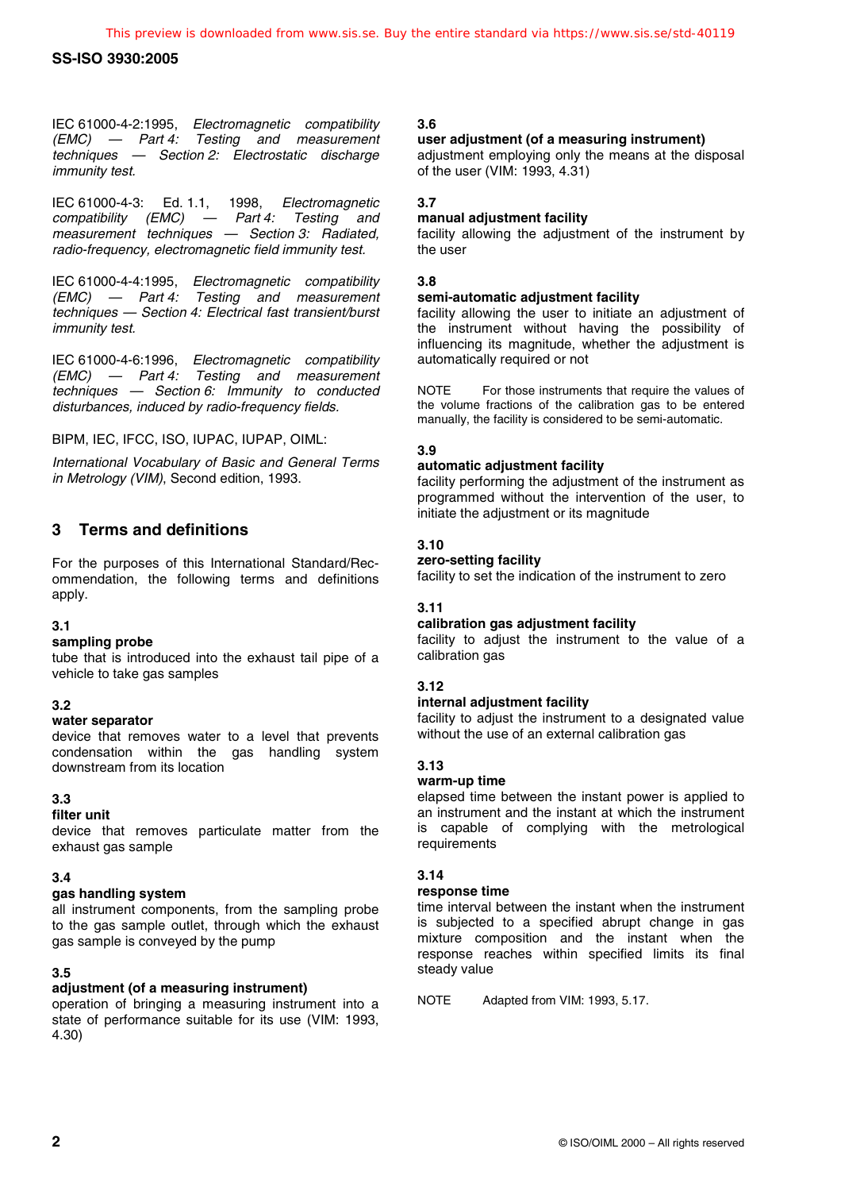IEC 61000-4-2:1995, *Electromagnetic compatibility (EMC) — Part 4: Testing and measurement techniques — Section 2: Electrostatic discharge immunity test*.

IEC 61000-4-3: Ed. 1.1, 1998, *Electromagnetic compatibility (EMC) — Part 4: Testing and measurement techniques — Section 3: Radiated, radio-frequency, electromagnetic field immunity test*.

IEC 61000-4-4:1995, *Electromagnetic compatibility (EMC) — Part 4: Testing and measurement techniques — Section 4: Electrical fast transient/burst immunity test*.

IEC 61000-4-6:1996, *Electromagnetic compatibility (EMC) — Part 4: Testing and measurement techniques — Section 6: Immunity to conducted disturbances, induced by radio-frequency fields*.

BIPM, IEC, IFCC, ISO, IUPAC, IUPAP, OIML:

*International Vocabulary of Basic and General Terms in Metrology (VIM)*, Second edition, 1993.

## 3 Terms and definitions

For the purposes of this International Standard/Recommendation, the following terms and definitions apply.

**3.1**
**sampling probe**
tube that is introduced into the exhaust tail pipe of a vehicle to take gas samples

**3.2**
**water separator**
device that removes water to a level that prevents condensation within the gas handling system downstream from its location

**3.3**
**filter unit**
device that removes particulate matter from the exhaust gas sample

**3.4**
**gas handling system**
all instrument components, from the sampling probe to the gas sample outlet, through which the exhaust gas sample is conveyed by the pump

**3.5**
**adjustment (of a measuring instrument)**
operation of bringing a measuring instrument into a state of performance suitable for its use (VIM: 1993, 4.30)

**3.6**
**user adjustment (of a measuring instrument)**
adjustment employing only the means at the disposal of the user (VIM: 1993, 4.31)

**3.7**
**manual adjustment facility**
facility allowing the adjustment of the instrument by the user

**3.8**
**semi-automatic adjustment facility**
facility allowing the user to initiate an adjustment of the instrument without having the possibility of influencing its magnitude, whether the adjustment is automatically required or not

NOTE For those instruments that require the values of the volume fractions of the calibration gas to be entered manually, the facility is considered to be semi-automatic.

**3.9**
**automatic adjustment facility**
facility performing the adjustment of the instrument as programmed without the intervention of the user, to initiate the adjustment or its magnitude

**3.10**
**zero-setting facility**
facility to set the indication of the instrument to zero

**3.11**
**calibration gas adjustment facility**
facility to adjust the instrument to the value of a calibration gas

**3.12**
**internal adjustment facility**
facility to adjust the instrument to a designated value without the use of an external calibration gas

**3.13**
**warm-up time**
elapsed time between the instant power is applied to an instrument and the instant at which the instrument is capable of complying with the metrological requirements

**3.14**
**response time**
time interval between the instant when the instrument is subjected to a specified abrupt change in gas mixture composition and the instant when the response reaches within specified limits its final steady value

NOTE Adapted from VIM: 1993, 5.17.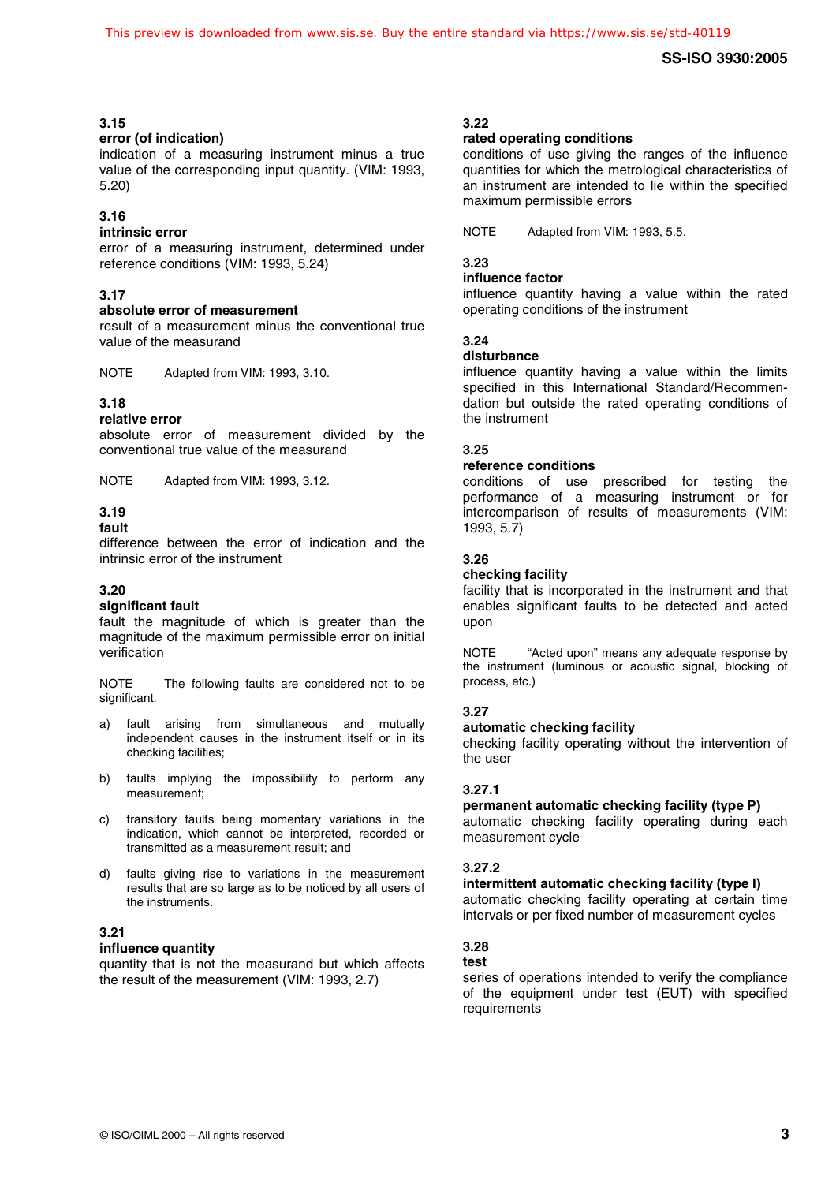**3.15**
**error (of indication)**
indication of a measuring instrument minus a true value of the corresponding input quantity. (VIM: 1993, 5.20)

**3.16**
**intrinsic error**
error of a measuring instrument, determined under reference conditions (VIM: 1993, 5.24)

**3.17**
**absolute error of measurement**
result of a measurement minus the conventional true value of the measurand

NOTE Adapted from VIM: 1993, 3.10.

**3.18**
**relative error**
absolute error of measurement divided by the conventional true value of the measurand

NOTE Adapted from VIM: 1993, 3.12.

**3.19**
**fault**
difference between the error of indication and the intrinsic error of the instrument

**3.20**
**significant fault**
fault the magnitude of which is greater than the magnitude of the maximum permissible error on initial verification

NOTE The following faults are considered not to be significant.

a) fault arising from simultaneous and mutually independent causes in the instrument itself or in its checking facilities;

b) faults implying the impossibility to perform any measurement;

c) transitory faults being momentary variations in the indication, which cannot be interpreted, recorded or transmitted as a measurement result; and

d) faults giving rise to variations in the measurement results that are so large as to be noticed by all users of the instruments.

**3.21**
**influence quantity**
quantity that is not the measurand but which affects the result of the measurement (VIM: 1993, 2.7)

**3.22**
**rated operating conditions**
conditions of use giving the ranges of the influence quantities for which the metrological characteristics of an instrument are intended to lie within the specified maximum permissible errors

NOTE Adapted from VIM: 1993, 5.5.

**3.23**
**influence factor**
influence quantity having a value within the rated operating conditions of the instrument

**3.24**
**disturbance**
influence quantity having a value within the limits specified in this International Standard/Recommendation but outside the rated operating conditions of the instrument

**3.25**
**reference conditions**
conditions of use prescribed for testing the performance of a measuring instrument or for intercomparison of results of measurements (VIM: 1993, 5.7)

**3.26**
**checking facility**
facility that is incorporated in the instrument and that enables significant faults to be detected and acted upon

NOTE "Acted upon" means any adequate response by the instrument (luminous or acoustic signal, blocking of process, etc.)

**3.27**
**automatic checking facility**
checking facility operating without the intervention of the user

**3.27.1**
**permanent automatic checking facility (type P)**
automatic checking facility operating during each measurement cycle

**3.27.2**
**intermittent automatic checking facility (type I)**
automatic checking facility operating at certain time intervals or per fixed number of measurement cycles

**3.28**
**test**
series of operations intended to verify the compliance of the equipment under test (EUT) with specified requirements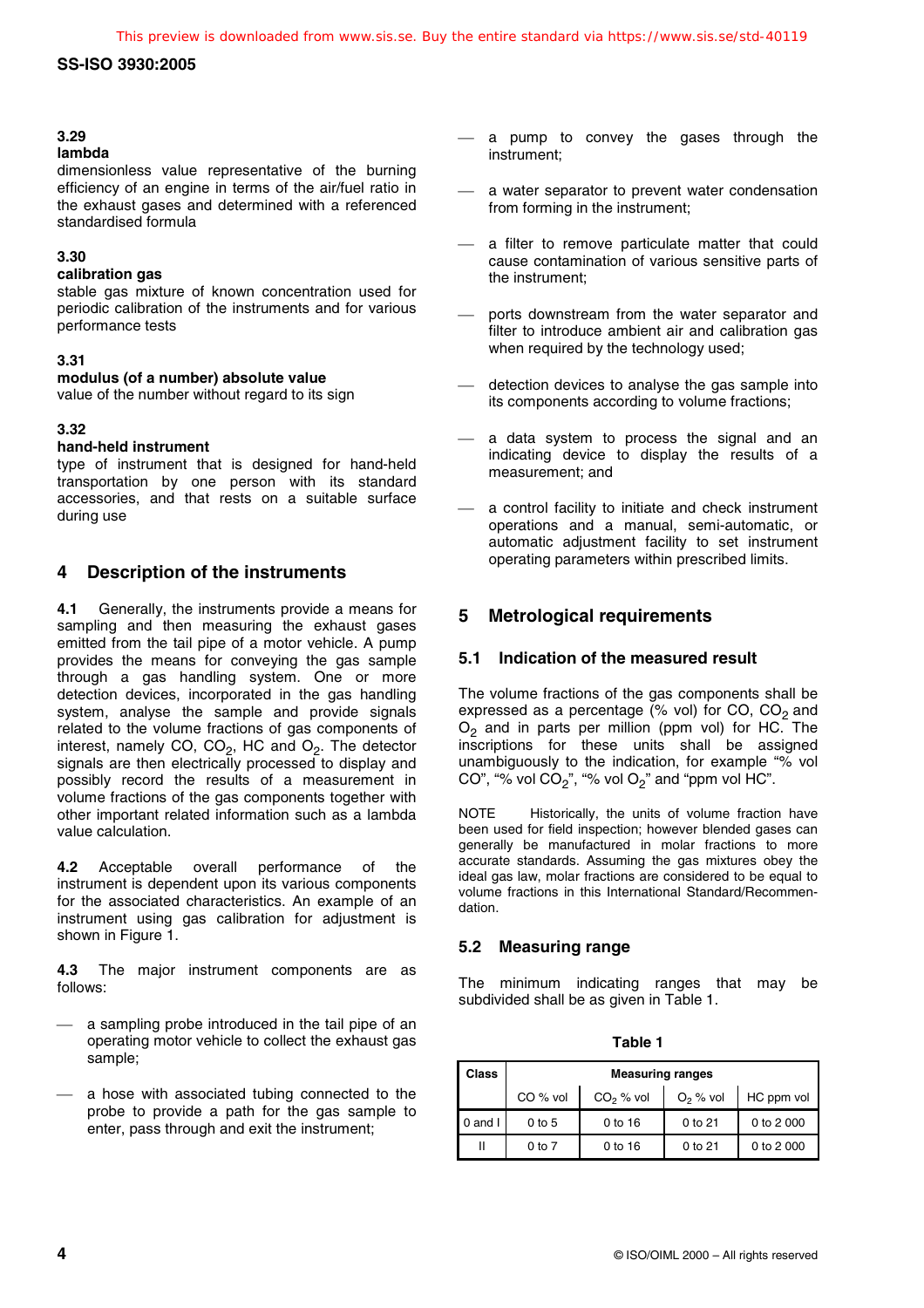### 3.29
**lambda**

dimensionless value representative of the burning efficiency of an engine in terms of the air/fuel ratio in the exhaust gases and determined with a referenced standardised formula

### 3.30
**calibration gas**

stable gas mixture of known concentration used for periodic calibration of the instruments and for various performance tests

### 3.31
**modulus (of a number) absolute value**

value of the number without regard to its sign

### 3.32
**hand-held instrument**

type of instrument that is designed for hand-held transportation by one person with its standard accessories, and that rests on a suitable surface during use

## 4 Description of the instruments

**4.1** Generally, the instruments provide a means for sampling and then measuring the exhaust gases emitted from the tail pipe of a motor vehicle. A pump provides the means for conveying the gas sample through a gas handling system. One or more detection devices, incorporated in the gas handling system, analyse the sample and provide signals related to the volume fractions of gas components of interest, namely CO, $CO_2$, HC and $O_2$. The detector signals are then electrically processed to display and possibly record the results of a measurement in volume fractions of the gas components together with other important related information such as a lambda value calculation.

**4.2** Acceptable overall performance of the instrument is dependent upon its various components for the associated characteristics. An example of an instrument using gas calibration for adjustment is shown in Figure 1.

**4.3** The major instrument components are as follows:

- a sampling probe introduced in the tail pipe of an operating motor vehicle to collect the exhaust gas sample;
- a hose with associated tubing connected to the probe to provide a path for the gas sample to enter, pass through and exit the instrument;
- a pump to convey the gases through the instrument;
- a water separator to prevent water condensation from forming in the instrument;
- a filter to remove particulate matter that could cause contamination of various sensitive parts of the instrument;
- ports downstream from the water separator and filter to introduce ambient air and calibration gas when required by the technology used;
- detection devices to analyse the gas sample into its components according to volume fractions;
- a data system to process the signal and an indicating device to display the results of a measurement; and
- a control facility to initiate and check instrument operations and a manual, semi-automatic, or automatic adjustment facility to set instrument operating parameters within prescribed limits.

## 5 Metrological requirements

### 5.1 Indication of the measured result

The volume fractions of the gas components shall be expressed as a percentage (% vol) for CO, $CO_2$ and $O_2$ and in parts per million (ppm vol) for HC. The inscriptions for these units shall be assigned unambiguously to the indication, for example "% vol CO", "% vol $CO_2$", "% vol $O_2$" and "ppm vol HC".

NOTE Historically, the units of volume fraction have been used for field inspection; however blended gases can generally be manufactured in molar fractions to more accurate standards. Assuming the gas mixtures obey the ideal gas law, molar fractions are considered to be equal to volume fractions in this International Standard/Recommendation.

### 5.2 Measuring range

The minimum indicating ranges that may be subdivided shall be as given in Table 1.

**Table 1**

| Class | Measuring ranges | | | |
|---|---|---|---|---|
| | CO % vol | $CO_2$ % vol | $O_2$ % vol | HC ppm vol |
| 0 and I | 0 to 5 | 0 to 16 | 0 to 21 | 0 to 2 000 |
| II | 0 to 7 | 0 to 16 | 0 to 21 | 0 to 2 000 |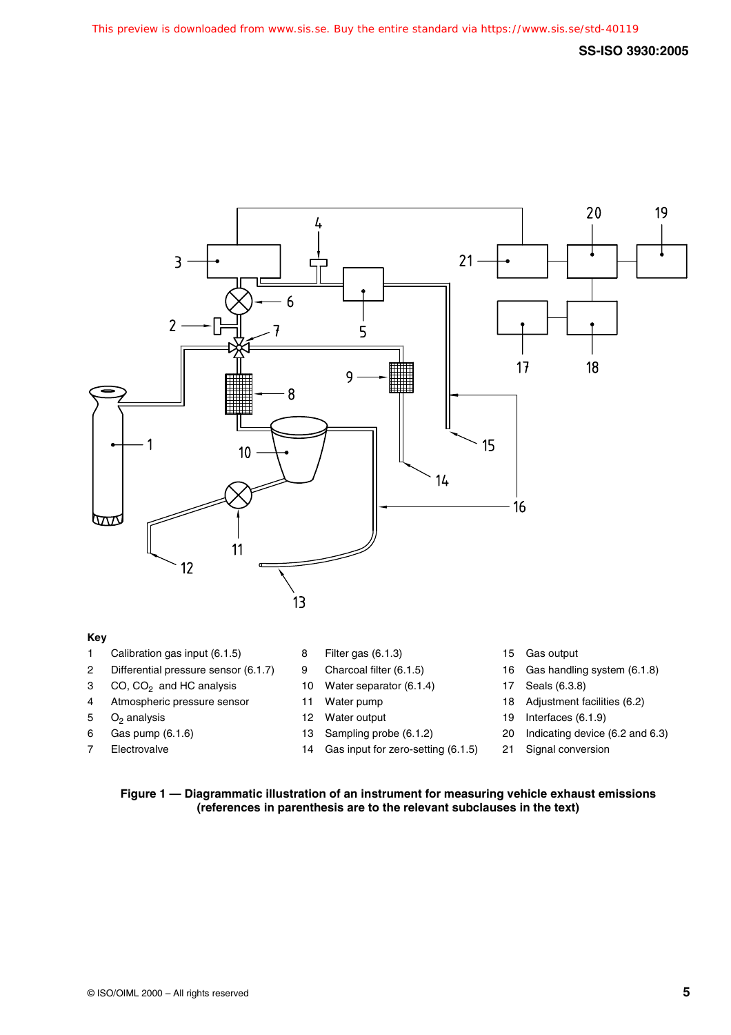**Key**

1 Calibration gas input (6.1.5)
2 Differential pressure sensor (6.1.7)
3 CO, $CO_2$ and HC analysis
4 Atmospheric pressure sensor
5 $O_2$ analysis
6 Gas pump (6.1.6)
7 Electrovalve
8 Filter gas (6.1.3)
9 Charcoal filter (6.1.5)
10 Water separator (6.1.4)
11 Water pump
12 Water output
13 Sampling probe (6.1.2)
14 Gas input for zero-setting (6.1.5)
15 Gas output
16 Gas handling system (6.1.8)
17 Seals (6.3.8)
18 Adjustment facilities (6.2)
19 Interfaces (6.1.9)
20 Indicating device (6.2 and 6.3)
21 Signal conversion

**Figure 1 — Diagrammatic illustration of an instrument for measuring vehicle exhaust emissions (references in parenthesis are to the relevant subclauses in the text)**